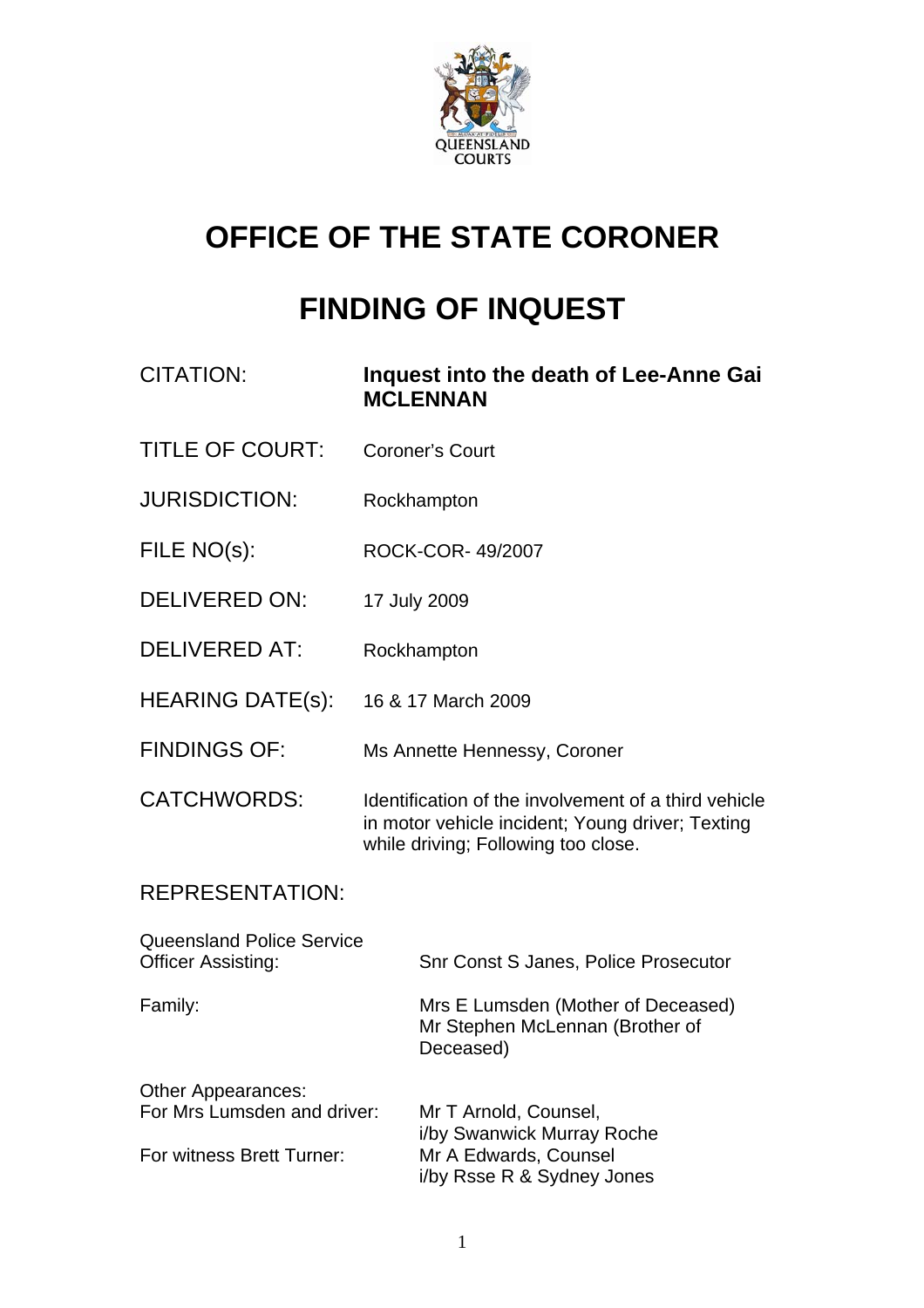# OFFICE OF THE STATE CORONER

# FINDING OF INQUEST

| | |
|---|---|
| CITATION: | **Inquest into the death of Lee-Anne Gai MCLENNAN** |
| TITLE OF COURT: | Coroner's Court |
| JURISDICTION: | Rockhampton |
| FILE NO(s): | ROCK-COR- 49/2007 |
| DELIVERED ON: | 17 July 2009 |
| DELIVERED AT: | Rockhampton |
| HEARING DATE(s): | 16 & 17 March 2009 |
| FINDINGS OF: | Ms Annette Hennessy, Coroner |
| CATCHWORDS: | Identification of the involvement of a third vehicle in motor vehicle incident; Young driver; Texting while driving; Following too close. |

REPRESENTATION:

| | |
|---|---|
| Queensland Police Service Officer Assisting: | Snr Const S Janes, Police Prosecutor |
| Family: | Mrs E Lumsden (Mother of Deceased)<br>Mr Stephen McLennan (Brother of Deceased) |
| Other Appearances:<br>For Mrs Lumsden and driver: | Mr T Arnold, Counsel,<br>i/by Swanwick Murray Roche |
| For witness Brett Turner: | Mr A Edwards, Counsel<br>i/by Rsse R & Sydney Jones |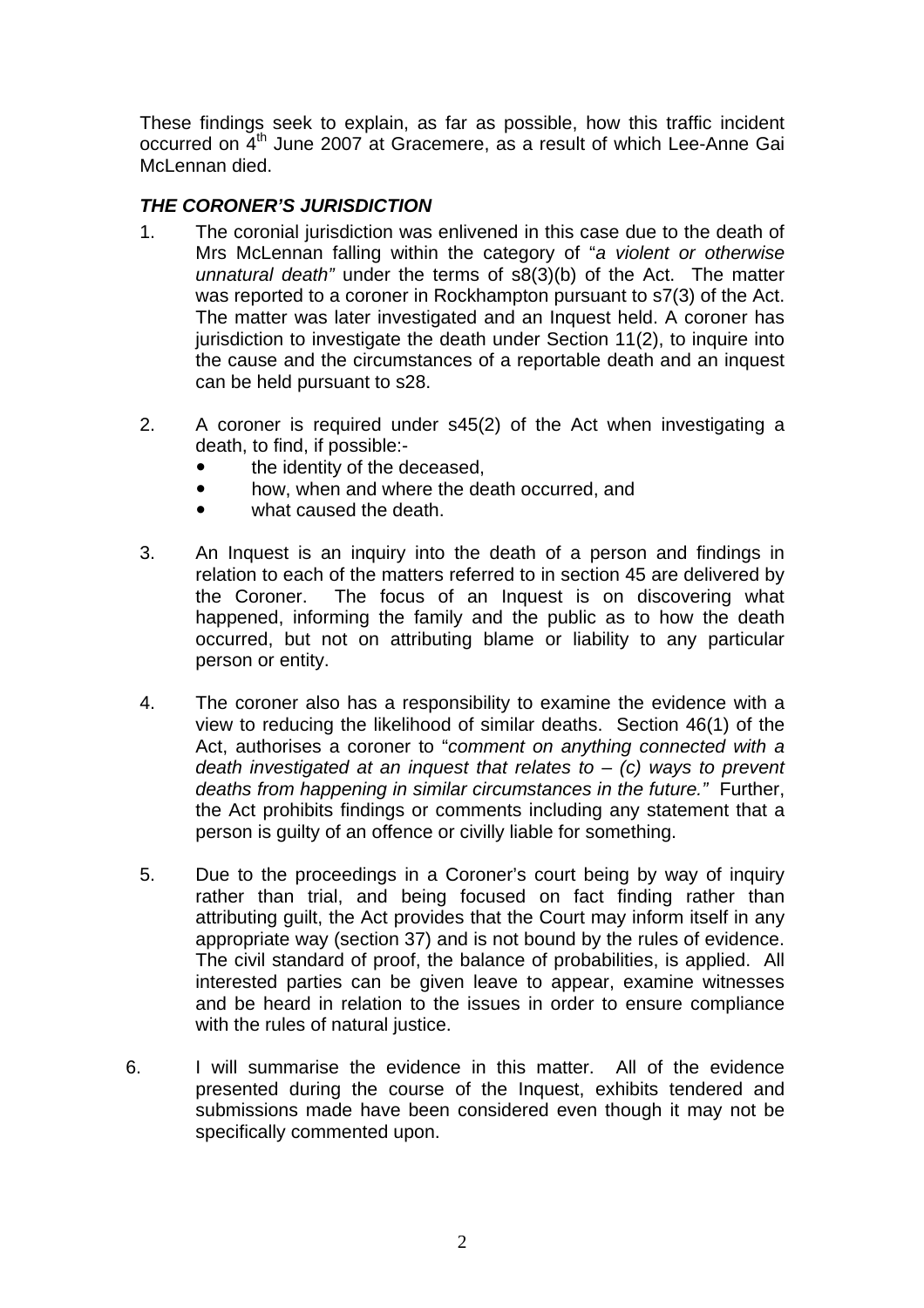These findings seek to explain, as far as possible, how this traffic incident occurred on 4th June 2007 at Gracemere, as a result of which Lee-Anne Gai McLennan died.

### *THE CORONER'S JURISDICTION*

1. The coronial jurisdiction was enlivened in this case due to the death of Mrs McLennan falling within the category of "*a violent or otherwise unnatural death"* under the terms of s8(3)(b) of the Act. The matter was reported to a coroner in Rockhampton pursuant to s7(3) of the Act. The matter was later investigated and an Inquest held. A coroner has jurisdiction to investigate the death under Section 11(2), to inquire into the cause and the circumstances of a reportable death and an inquest can be held pursuant to s28.

2. A coroner is required under s45(2) of the Act when investigating a death, to find, if possible:-
   - the identity of the deceased,
   - how, when and where the death occurred, and
   - what caused the death.

3. An Inquest is an inquiry into the death of a person and findings in relation to each of the matters referred to in section 45 are delivered by the Coroner. The focus of an Inquest is on discovering what happened, informing the family and the public as to how the death occurred, but not on attributing blame or liability to any particular person or entity.

4. The coroner also has a responsibility to examine the evidence with a view to reducing the likelihood of similar deaths. Section 46(1) of the Act, authorises a coroner to "*comment on anything connected with a death investigated at an inquest that relates to – (c) ways to prevent deaths from happening in similar circumstances in the future."* Further, the Act prohibits findings or comments including any statement that a person is guilty of an offence or civilly liable for something.

5. Due to the proceedings in a Coroner's court being by way of inquiry rather than trial, and being focused on fact finding rather than attributing guilt, the Act provides that the Court may inform itself in any appropriate way (section 37) and is not bound by the rules of evidence. The civil standard of proof, the balance of probabilities, is applied. All interested parties can be given leave to appear, examine witnesses and be heard in relation to the issues in order to ensure compliance with the rules of natural justice.

6. I will summarise the evidence in this matter. All of the evidence presented during the course of the Inquest, exhibits tendered and submissions made have been considered even though it may not be specifically commented upon.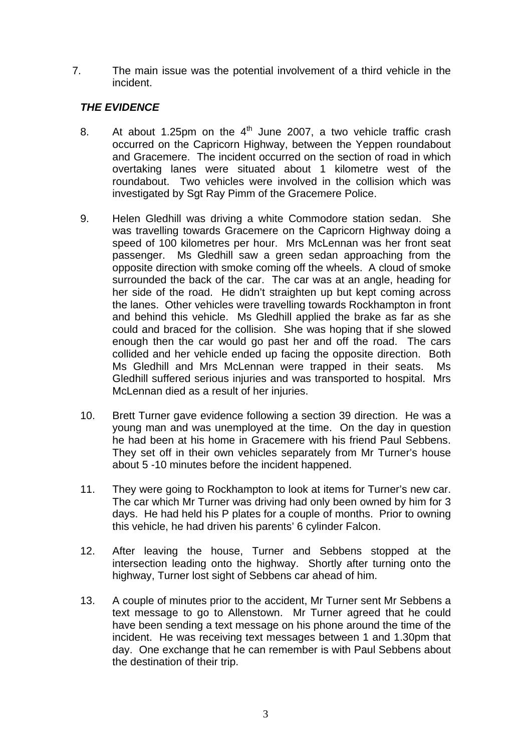7. The main issue was the potential involvement of a third vehicle in the incident.

***THE EVIDENCE***

8. At about 1.25pm on the 4th June 2007, a two vehicle traffic crash occurred on the Capricorn Highway, between the Yeppen roundabout and Gracemere. The incident occurred on the section of road in which overtaking lanes were situated about 1 kilometre west of the roundabout. Two vehicles were involved in the collision which was investigated by Sgt Ray Pimm of the Gracemere Police.

9. Helen Gledhill was driving a white Commodore station sedan. She was travelling towards Gracemere on the Capricorn Highway doing a speed of 100 kilometres per hour. Mrs McLennan was her front seat passenger. Ms Gledhill saw a green sedan approaching from the opposite direction with smoke coming off the wheels. A cloud of smoke surrounded the back of the car. The car was at an angle, heading for her side of the road. He didn't straighten up but kept coming across the lanes. Other vehicles were travelling towards Rockhampton in front and behind this vehicle. Ms Gledhill applied the brake as far as she could and braced for the collision. She was hoping that if she slowed enough then the car would go past her and off the road. The cars collided and her vehicle ended up facing the opposite direction. Both Ms Gledhill and Mrs McLennan were trapped in their seats. Ms Gledhill suffered serious injuries and was transported to hospital. Mrs McLennan died as a result of her injuries.

10. Brett Turner gave evidence following a section 39 direction. He was a young man and was unemployed at the time. On the day in question he had been at his home in Gracemere with his friend Paul Sebbens. They set off in their own vehicles separately from Mr Turner's house about 5 -10 minutes before the incident happened.

11. They were going to Rockhampton to look at items for Turner's new car. The car which Mr Turner was driving had only been owned by him for 3 days. He had held his P plates for a couple of months. Prior to owning this vehicle, he had driven his parents' 6 cylinder Falcon.

12. After leaving the house, Turner and Sebbens stopped at the intersection leading onto the highway. Shortly after turning onto the highway, Turner lost sight of Sebbens car ahead of him.

13. A couple of minutes prior to the accident, Mr Turner sent Mr Sebbens a text message to go to Allenstown. Mr Turner agreed that he could have been sending a text message on his phone around the time of the incident. He was receiving text messages between 1 and 1.30pm that day. One exchange that he can remember is with Paul Sebbens about the destination of their trip.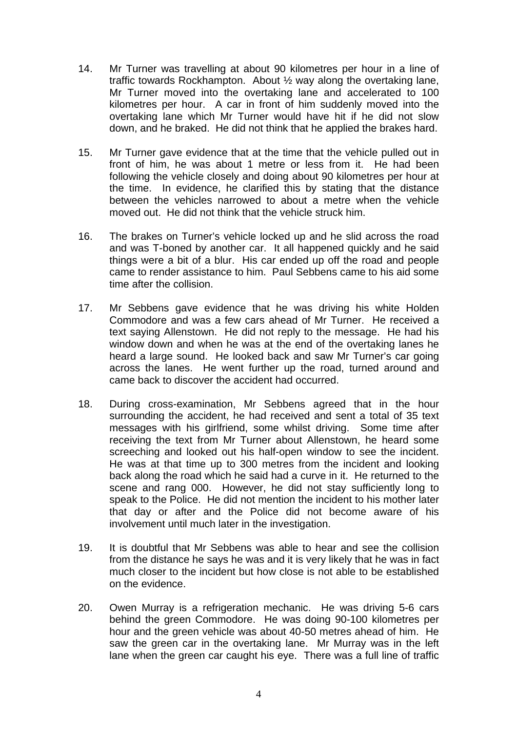14. Mr Turner was travelling at about 90 kilometres per hour in a line of traffic towards Rockhampton. About ½ way along the overtaking lane, Mr Turner moved into the overtaking lane and accelerated to 100 kilometres per hour. A car in front of him suddenly moved into the overtaking lane which Mr Turner would have hit if he did not slow down, and he braked. He did not think that he applied the brakes hard.

15. Mr Turner gave evidence that at the time that the vehicle pulled out in front of him, he was about 1 metre or less from it. He had been following the vehicle closely and doing about 90 kilometres per hour at the time. In evidence, he clarified this by stating that the distance between the vehicles narrowed to about a metre when the vehicle moved out. He did not think that the vehicle struck him.

16. The brakes on Turner's vehicle locked up and he slid across the road and was T-boned by another car. It all happened quickly and he said things were a bit of a blur. His car ended up off the road and people came to render assistance to him. Paul Sebbens came to his aid some time after the collision.

17. Mr Sebbens gave evidence that he was driving his white Holden Commodore and was a few cars ahead of Mr Turner. He received a text saying Allenstown. He did not reply to the message. He had his window down and when he was at the end of the overtaking lanes he heard a large sound. He looked back and saw Mr Turner's car going across the lanes. He went further up the road, turned around and came back to discover the accident had occurred.

18. During cross-examination, Mr Sebbens agreed that in the hour surrounding the accident, he had received and sent a total of 35 text messages with his girlfriend, some whilst driving. Some time after receiving the text from Mr Turner about Allenstown, he heard some screeching and looked out his half-open window to see the incident. He was at that time up to 300 metres from the incident and looking back along the road which he said had a curve in it. He returned to the scene and rang 000. However, he did not stay sufficiently long to speak to the Police. He did not mention the incident to his mother later that day or after and the Police did not become aware of his involvement until much later in the investigation.

19. It is doubtful that Mr Sebbens was able to hear and see the collision from the distance he says he was and it is very likely that he was in fact much closer to the incident but how close is not able to be established on the evidence.

20. Owen Murray is a refrigeration mechanic. He was driving 5-6 cars behind the green Commodore. He was doing 90-100 kilometres per hour and the green vehicle was about 40-50 metres ahead of him. He saw the green car in the overtaking lane. Mr Murray was in the left lane when the green car caught his eye. There was a full line of traffic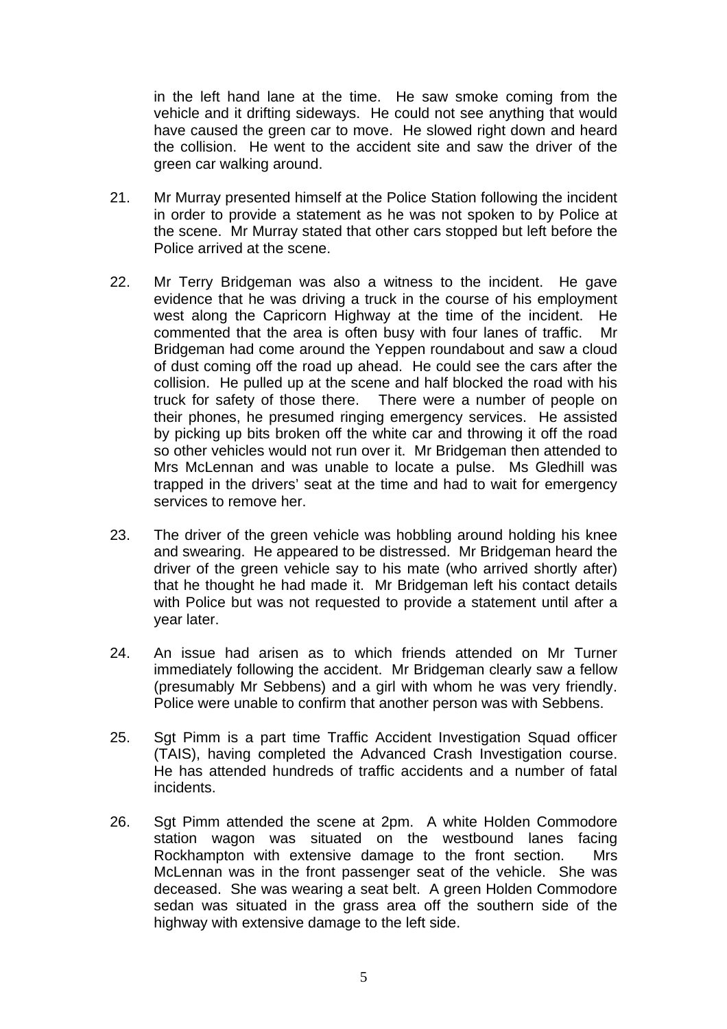in the left hand lane at the time. He saw smoke coming from the vehicle and it drifting sideways. He could not see anything that would have caused the green car to move. He slowed right down and heard the collision. He went to the accident site and saw the driver of the green car walking around.

21. Mr Murray presented himself at the Police Station following the incident in order to provide a statement as he was not spoken to by Police at the scene. Mr Murray stated that other cars stopped but left before the Police arrived at the scene.

22. Mr Terry Bridgeman was also a witness to the incident. He gave evidence that he was driving a truck in the course of his employment west along the Capricorn Highway at the time of the incident. He commented that the area is often busy with four lanes of traffic. Mr Bridgeman had come around the Yeppen roundabout and saw a cloud of dust coming off the road up ahead. He could see the cars after the collision. He pulled up at the scene and half blocked the road with his truck for safety of those there. There were a number of people on their phones, he presumed ringing emergency services. He assisted by picking up bits broken off the white car and throwing it off the road so other vehicles would not run over it. Mr Bridgeman then attended to Mrs McLennan and was unable to locate a pulse. Ms Gledhill was trapped in the drivers' seat at the time and had to wait for emergency services to remove her.

23. The driver of the green vehicle was hobbling around holding his knee and swearing. He appeared to be distressed. Mr Bridgeman heard the driver of the green vehicle say to his mate (who arrived shortly after) that he thought he had made it. Mr Bridgeman left his contact details with Police but was not requested to provide a statement until after a year later.

24. An issue had arisen as to which friends attended on Mr Turner immediately following the accident. Mr Bridgeman clearly saw a fellow (presumably Mr Sebbens) and a girl with whom he was very friendly. Police were unable to confirm that another person was with Sebbens.

25. Sgt Pimm is a part time Traffic Accident Investigation Squad officer (TAIS), having completed the Advanced Crash Investigation course. He has attended hundreds of traffic accidents and a number of fatal incidents.

26. Sgt Pimm attended the scene at 2pm. A white Holden Commodore station wagon was situated on the westbound lanes facing Rockhampton with extensive damage to the front section. Mrs McLennan was in the front passenger seat of the vehicle. She was deceased. She was wearing a seat belt. A green Holden Commodore sedan was situated in the grass area off the southern side of the highway with extensive damage to the left side.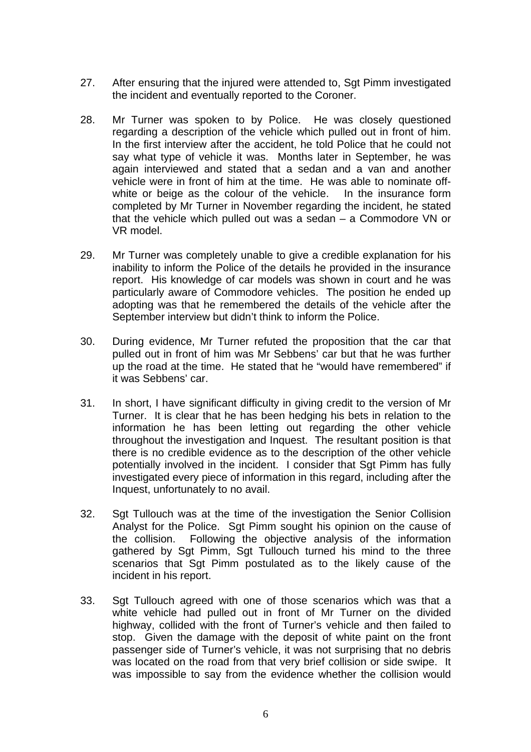27. After ensuring that the injured were attended to, Sgt Pimm investigated the incident and eventually reported to the Coroner.

28. Mr Turner was spoken to by Police. He was closely questioned regarding a description of the vehicle which pulled out in front of him. In the first interview after the accident, he told Police that he could not say what type of vehicle it was. Months later in September, he was again interviewed and stated that a sedan and a van and another vehicle were in front of him at the time. He was able to nominate off-white or beige as the colour of the vehicle. In the insurance form completed by Mr Turner in November regarding the incident, he stated that the vehicle which pulled out was a sedan – a Commodore VN or VR model.

29. Mr Turner was completely unable to give a credible explanation for his inability to inform the Police of the details he provided in the insurance report. His knowledge of car models was shown in court and he was particularly aware of Commodore vehicles. The position he ended up adopting was that he remembered the details of the vehicle after the September interview but didn't think to inform the Police.

30. During evidence, Mr Turner refuted the proposition that the car that pulled out in front of him was Mr Sebbens' car but that he was further up the road at the time. He stated that he "would have remembered" if it was Sebbens' car.

31. In short, I have significant difficulty in giving credit to the version of Mr Turner. It is clear that he has been hedging his bets in relation to the information he has been letting out regarding the other vehicle throughout the investigation and Inquest. The resultant position is that there is no credible evidence as to the description of the other vehicle potentially involved in the incident. I consider that Sgt Pimm has fully investigated every piece of information in this regard, including after the Inquest, unfortunately to no avail.

32. Sgt Tullouch was at the time of the investigation the Senior Collision Analyst for the Police. Sgt Pimm sought his opinion on the cause of the collision. Following the objective analysis of the information gathered by Sgt Pimm, Sgt Tullouch turned his mind to the three scenarios that Sgt Pimm postulated as to the likely cause of the incident in his report.

33. Sgt Tullouch agreed with one of those scenarios which was that a white vehicle had pulled out in front of Mr Turner on the divided highway, collided with the front of Turner's vehicle and then failed to stop. Given the damage with the deposit of white paint on the front passenger side of Turner's vehicle, it was not surprising that no debris was located on the road from that very brief collision or side swipe. It was impossible to say from the evidence whether the collision would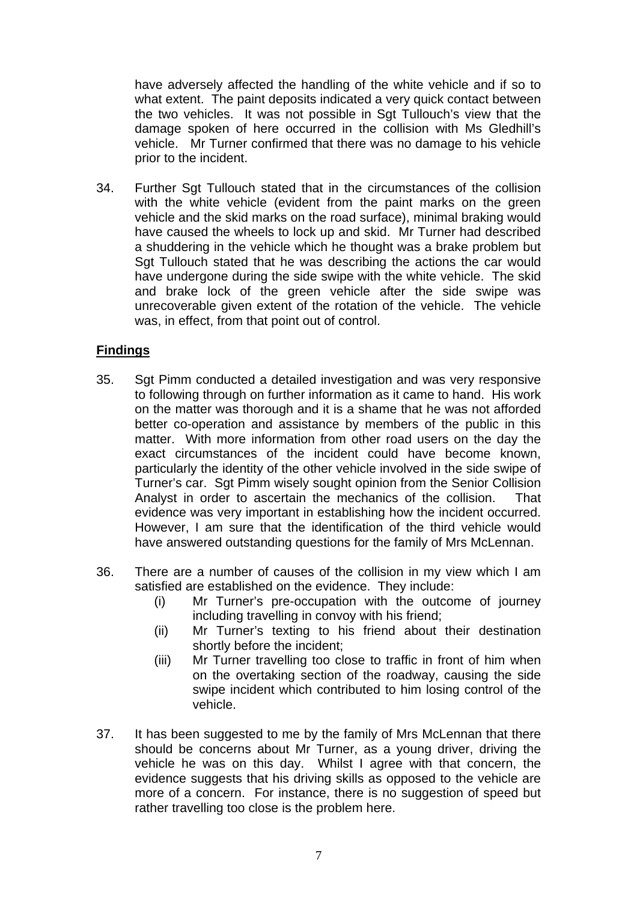have adversely affected the handling of the white vehicle and if so to what extent. The paint deposits indicated a very quick contact between the two vehicles. It was not possible in Sgt Tullouch's view that the damage spoken of here occurred in the collision with Ms Gledhill's vehicle. Mr Turner confirmed that there was no damage to his vehicle prior to the incident.

34. Further Sgt Tullouch stated that in the circumstances of the collision with the white vehicle (evident from the paint marks on the green vehicle and the skid marks on the road surface), minimal braking would have caused the wheels to lock up and skid. Mr Turner had described a shuddering in the vehicle which he thought was a brake problem but Sgt Tullouch stated that he was describing the actions the car would have undergone during the side swipe with the white vehicle. The skid and brake lock of the green vehicle after the side swipe was unrecoverable given extent of the rotation of the vehicle. The vehicle was, in effect, from that point out of control.

## Findings

35. Sgt Pimm conducted a detailed investigation and was very responsive to following through on further information as it came to hand. His work on the matter was thorough and it is a shame that he was not afforded better co-operation and assistance by members of the public in this matter. With more information from other road users on the day the exact circumstances of the incident could have become known, particularly the identity of the other vehicle involved in the side swipe of Turner's car. Sgt Pimm wisely sought opinion from the Senior Collision Analyst in order to ascertain the mechanics of the collision. That evidence was very important in establishing how the incident occurred. However, I am sure that the identification of the third vehicle would have answered outstanding questions for the family of Mrs McLennan.

36. There are a number of causes of the collision in my view which I am satisfied are established on the evidence. They include:
    (i) Mr Turner's pre-occupation with the outcome of journey including travelling in convoy with his friend;
    (ii) Mr Turner's texting to his friend about their destination shortly before the incident;
    (iii) Mr Turner travelling too close to traffic in front of him when on the overtaking section of the roadway, causing the side swipe incident which contributed to him losing control of the vehicle.

37. It has been suggested to me by the family of Mrs McLennan that there should be concerns about Mr Turner, as a young driver, driving the vehicle he was on this day. Whilst I agree with that concern, the evidence suggests that his driving skills as opposed to the vehicle are more of a concern. For instance, there is no suggestion of speed but rather travelling too close is the problem here.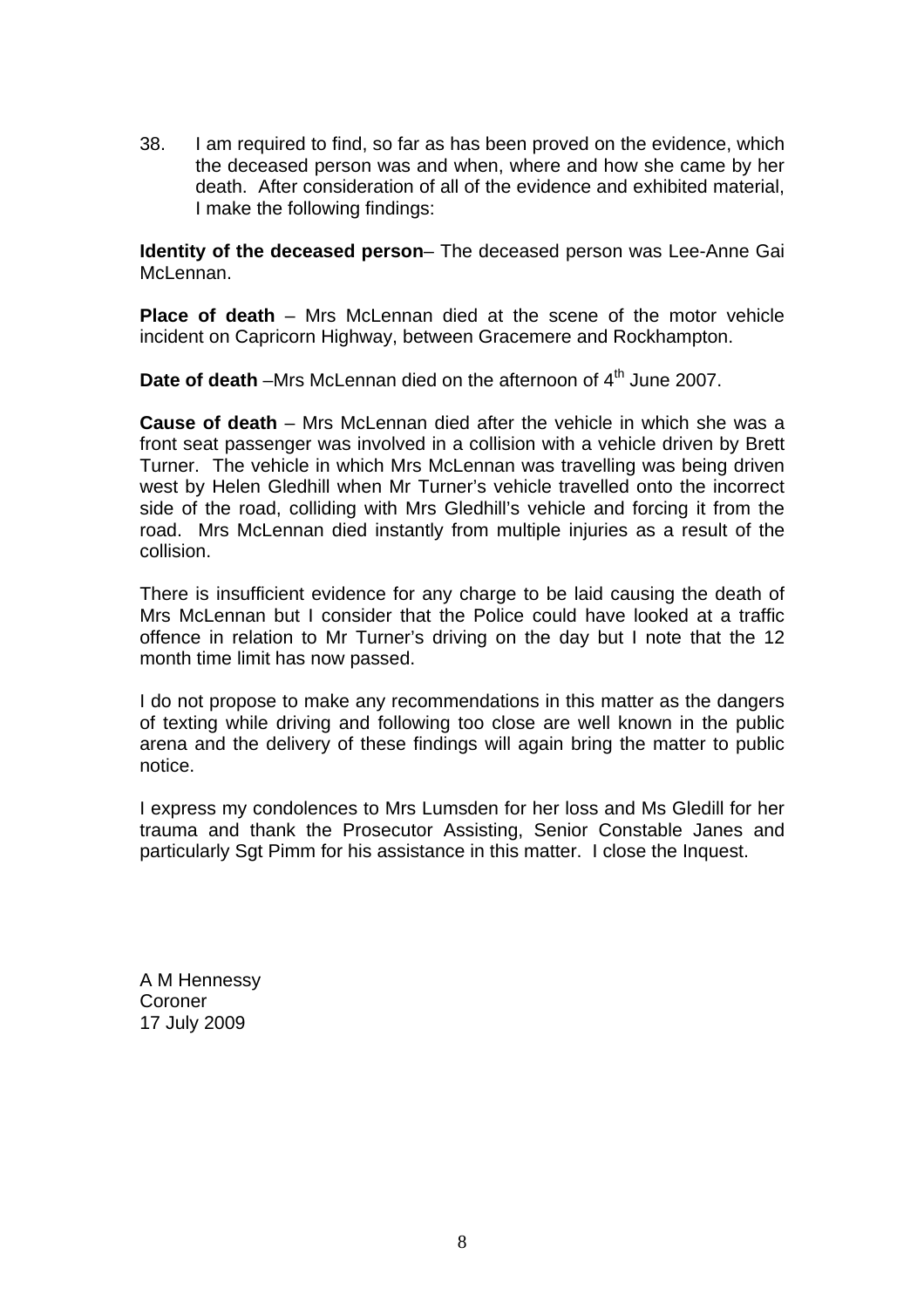38. I am required to find, so far as has been proved on the evidence, which the deceased person was and when, where and how she came by her death. After consideration of all of the evidence and exhibited material, I make the following findings:

**Identity of the deceased person**– The deceased person was Lee-Anne Gai McLennan.

**Place of death** – Mrs McLennan died at the scene of the motor vehicle incident on Capricorn Highway, between Gracemere and Rockhampton.

**Date of death** –Mrs McLennan died on the afternoon of 4th June 2007.

**Cause of death** – Mrs McLennan died after the vehicle in which she was a front seat passenger was involved in a collision with a vehicle driven by Brett Turner. The vehicle in which Mrs McLennan was travelling was being driven west by Helen Gledhill when Mr Turner's vehicle travelled onto the incorrect side of the road, colliding with Mrs Gledhill's vehicle and forcing it from the road. Mrs McLennan died instantly from multiple injuries as a result of the collision.

There is insufficient evidence for any charge to be laid causing the death of Mrs McLennan but I consider that the Police could have looked at a traffic offence in relation to Mr Turner's driving on the day but I note that the 12 month time limit has now passed.

I do not propose to make any recommendations in this matter as the dangers of texting while driving and following too close are well known in the public arena and the delivery of these findings will again bring the matter to public notice.

I express my condolences to Mrs Lumsden for her loss and Ms Gledill for her trauma and thank the Prosecutor Assisting, Senior Constable Janes and particularly Sgt Pimm for his assistance in this matter. I close the Inquest.

A M Hennessy
Coroner
17 July 2009